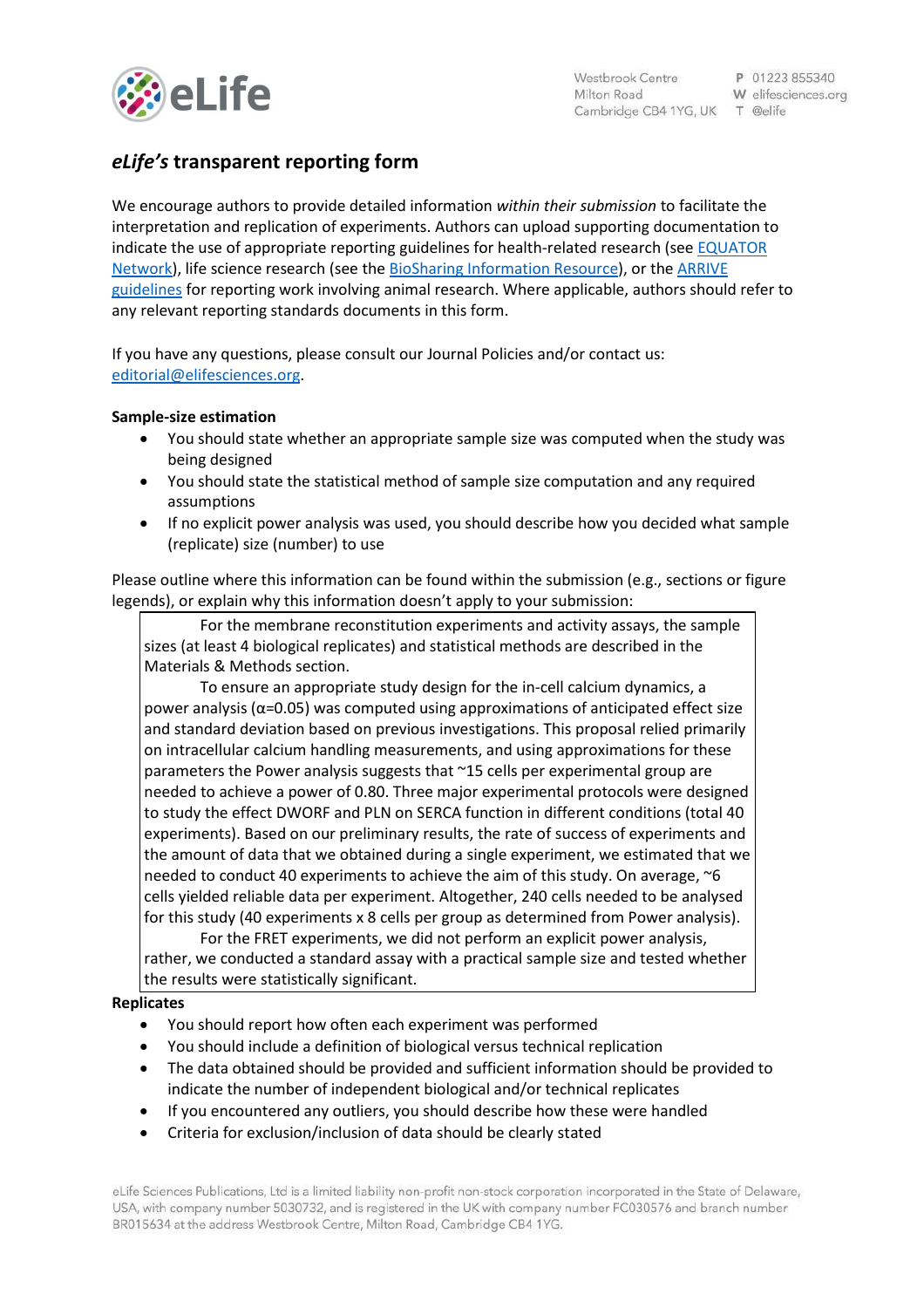# *eLife's* transparent reporting form

We encourage authors to provide detailed information *within their submission* to facilitate the interpretation and replication of experiments. Authors can upload supporting documentation to indicate the use of appropriate reporting guidelines for health-related research (see EQUATOR Network), life science research (see the BioSharing Information Resource), or the ARRIVE guidelines for reporting work involving animal research. Where applicable, authors should refer to any relevant reporting standards documents in this form.

If you have any questions, please consult our Journal Policies and/or contact us: editorial@elifesciences.org.

**Sample-size estimation**

- You should state whether an appropriate sample size was computed when the study was being designed
- You should state the statistical method of sample size computation and any required assumptions
- If no explicit power analysis was used, you should describe how you decided what sample (replicate) size (number) to use

Please outline where this information can be found within the submission (e.g., sections or figure legends), or explain why this information doesn't apply to your submission:

For the membrane reconstitution experiments and activity assays, the sample sizes (at least 4 biological replicates) and statistical methods are described in the Materials & Methods section.

To ensure an appropriate study design for the in-cell calcium dynamics, a power analysis ($\alpha$=0.05) was computed using approximations of anticipated effect size and standard deviation based on previous investigations. This proposal relied primarily on intracellular calcium handling measurements, and using approximations for these parameters the Power analysis suggests that ~15 cells per experimental group are needed to achieve a power of 0.80. Three major experimental protocols were designed to study the effect DWORF and PLN on SERCA function in different conditions (total 40 experiments). Based on our preliminary results, the rate of success of experiments and the amount of data that we obtained during a single experiment, we estimated that we needed to conduct 40 experiments to achieve the aim of this study. On average, ~6 cells yielded reliable data per experiment. Altogether, 240 cells needed to be analysed for this study (40 experiments x 8 cells per group as determined from Power analysis).

For the FRET experiments, we did not perform an explicit power analysis, rather, we conducted a standard assay with a practical sample size and tested whether the results were statistically significant.

**Replicates**

- You should report how often each experiment was performed
- You should include a definition of biological versus technical replication
- The data obtained should be provided and sufficient information should be provided to indicate the number of independent biological and/or technical replicates
- If you encountered any outliers, you should describe how these were handled
- Criteria for exclusion/inclusion of data should be clearly stated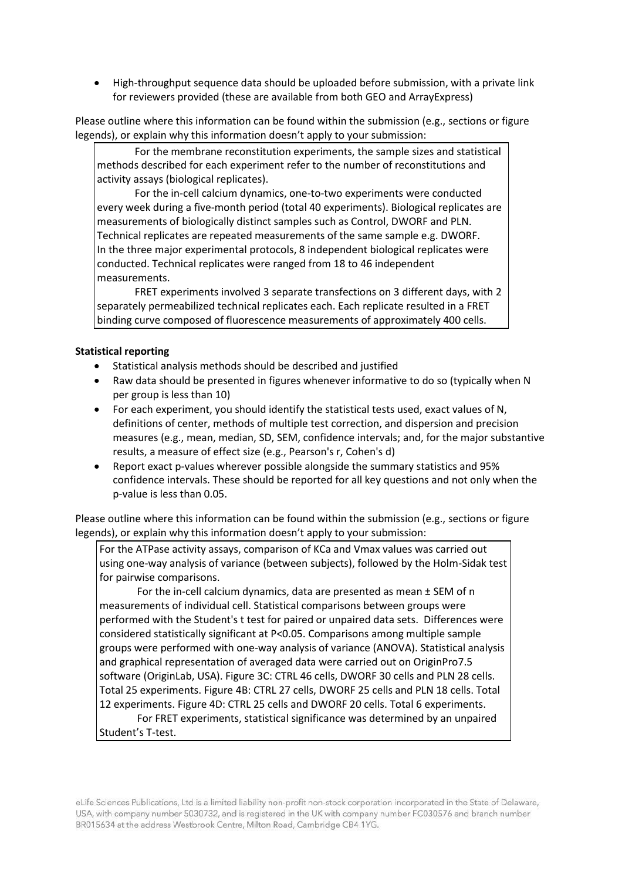- High-throughput sequence data should be uploaded before submission, with a private link for reviewers provided (these are available from both GEO and ArrayExpress)

Please outline where this information can be found within the submission (e.g., sections or figure legends), or explain why this information doesn't apply to your submission:

For the membrane reconstitution experiments, the sample sizes and statistical methods described for each experiment refer to the number of reconstitutions and activity assays (biological replicates).

For the in-cell calcium dynamics, one-to-two experiments were conducted every week during a five-month period (total 40 experiments). Biological replicates are measurements of biologically distinct samples such as Control, DWORF and PLN. Technical replicates are repeated measurements of the same sample e.g. DWORF. In the three major experimental protocols, 8 independent biological replicates were conducted. Technical replicates were ranged from 18 to 46 independent measurements.

FRET experiments involved 3 separate transfections on 3 different days, with 2 separately permeabilized technical replicates each. Each replicate resulted in a FRET binding curve composed of fluorescence measurements of approximately 400 cells.

**Statistical reporting**

- Statistical analysis methods should be described and justified
- Raw data should be presented in figures whenever informative to do so (typically when N per group is less than 10)
- For each experiment, you should identify the statistical tests used, exact values of N, definitions of center, methods of multiple test correction, and dispersion and precision measures (e.g., mean, median, SD, SEM, confidence intervals; and, for the major substantive results, a measure of effect size (e.g., Pearson's r, Cohen's d)
- Report exact p-values wherever possible alongside the summary statistics and 95% confidence intervals. These should be reported for all key questions and not only when the p-value is less than 0.05.

Please outline where this information can be found within the submission (e.g., sections or figure legends), or explain why this information doesn't apply to your submission:

For the ATPase activity assays, comparison of KCa and Vmax values was carried out using one-way analysis of variance (between subjects), followed by the Holm-Sidak test for pairwise comparisons.

For the in-cell calcium dynamics, data are presented as mean ± SEM of n measurements of individual cell. Statistical comparisons between groups were performed with the Student's t test for paired or unpaired data sets. Differences were considered statistically significant at $P<0.05$. Comparisons among multiple sample groups were performed with one-way analysis of variance (ANOVA). Statistical analysis and graphical representation of averaged data were carried out on OriginPro7.5 software (OriginLab, USA). Figure 3C: CTRL 46 cells, DWORF 30 cells and PLN 28 cells. Total 25 experiments. Figure 4B: CTRL 27 cells, DWORF 25 cells and PLN 18 cells. Total 12 experiments. Figure 4D: CTRL 25 cells and DWORF 20 cells. Total 6 experiments.

For FRET experiments, statistical significance was determined by an unpaired Student's T-test.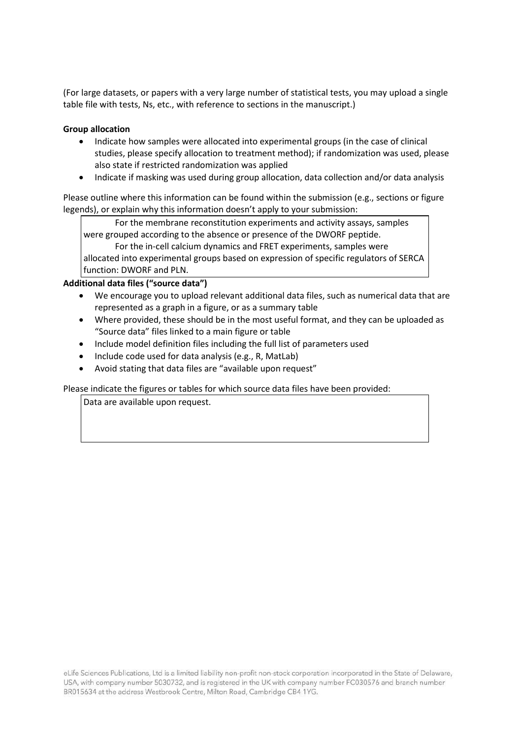(For large datasets, or papers with a very large number of statistical tests, you may upload a single table file with tests, Ns, etc., with reference to sections in the manuscript.)

**Group allocation**

- Indicate how samples were allocated into experimental groups (in the case of clinical studies, please specify allocation to treatment method); if randomization was used, please also state if restricted randomization was applied
- Indicate if masking was used during group allocation, data collection and/or data analysis

Please outline where this information can be found within the submission (e.g., sections or figure legends), or explain why this information doesn't apply to your submission:

> For the membrane reconstitution experiments and activity assays, samples were grouped according to the absence or presence of the DWORF peptide.
>
> For the in-cell calcium dynamics and FRET experiments, samples were allocated into experimental groups based on expression of specific regulators of SERCA function: DWORF and PLN.

**Additional data files ("source data")**

- We encourage you to upload relevant additional data files, such as numerical data that are represented as a graph in a figure, or as a summary table
- Where provided, these should be in the most useful format, and they can be uploaded as "Source data" files linked to a main figure or table
- Include model definition files including the full list of parameters used
- Include code used for data analysis (e.g., R, MatLab)
- Avoid stating that data files are "available upon request"

Please indicate the figures or tables for which source data files have been provided:

> Data are available upon request.